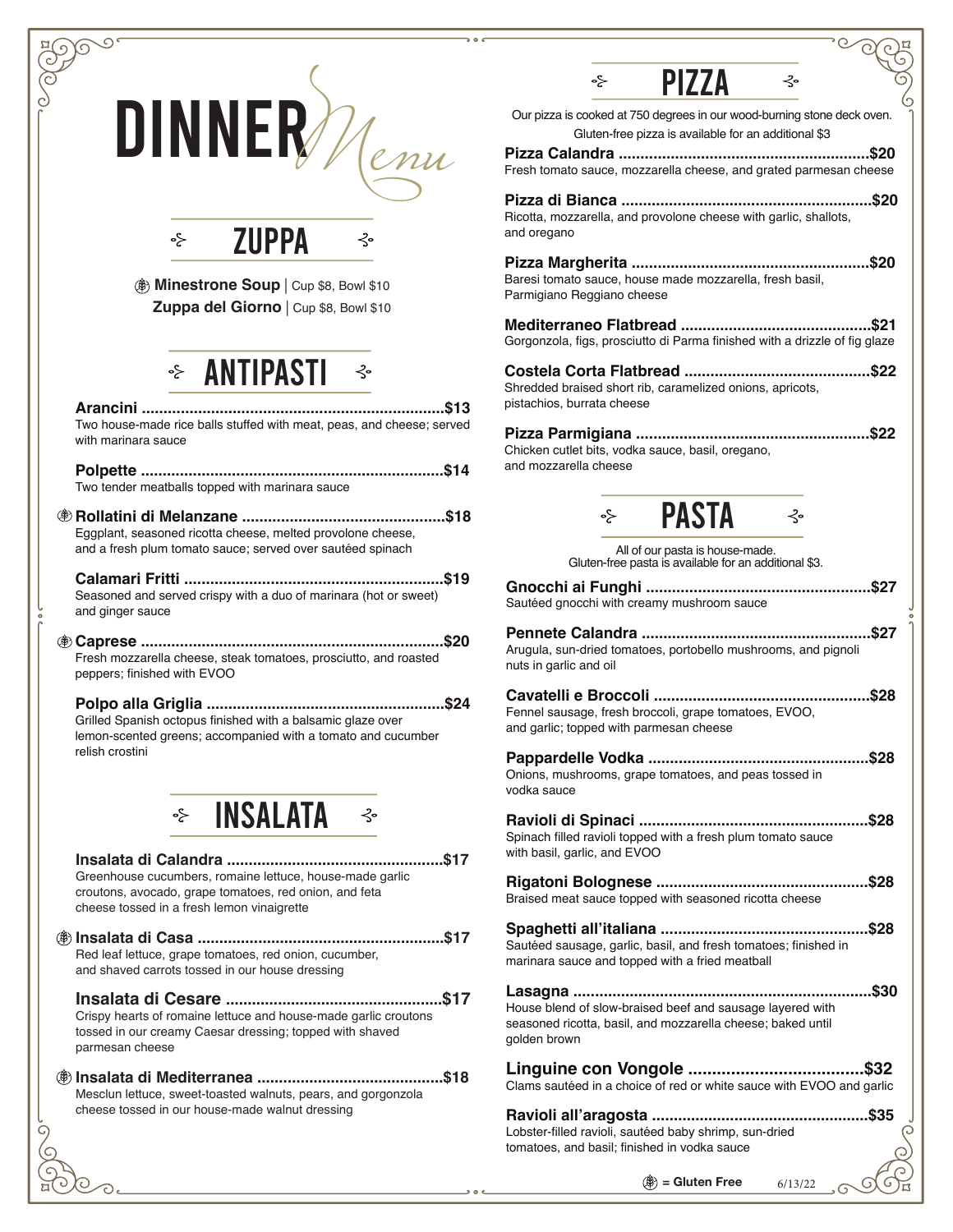# DINNER *Menu*

## ZUPPA

(GF) **Minestrone Soup** | Cup $8, Bowl $10

**Zuppa del Giorno** | Cup $8, Bowl $10

## ANTIPASTI

**Arancini** ........ **$13**
Two house-made rice balls stuffed with meat, peas, and cheese; served with marinara sauce

**Polpette** ........ **$14**
Two tender meatballs topped with marinara sauce

(GF) **Rollatini di Melanzane** ........ **$18**
Eggplant, seasoned ricotta cheese, melted provolone cheese, and a fresh plum tomato sauce; served over sautéed spinach

**Calamari Fritti** ........ **$19**
Seasoned and served crispy with a duo of marinara (hot or sweet) and ginger sauce

(GF) **Caprese** ........ **$20**
Fresh mozzarella cheese, steak tomatoes, prosciutto, and roasted peppers; finished with EVOO

**Polpo alla Griglia** ........ **$24**
Grilled Spanish octopus finished with a balsamic glaze over lemon-scented greens; accompanied with a tomato and cucumber relish crostini

## INSALATA

**Insalata di Calandra** ........ **$17**
Greenhouse cucumbers, romaine lettuce, house-made garlic croutons, avocado, grape tomatoes, red onion, and feta cheese tossed in a fresh lemon vinaigrette

(GF) **Insalata di Casa** ........ **$17**
Red leaf lettuce, grape tomatoes, red onion, cucumber, and shaved carrots tossed in our house dressing

**Insalata di Cesare** ........ **$17**
Crispy hearts of romaine lettuce and house-made garlic croutons tossed in our creamy Caesar dressing; topped with shaved parmesan cheese

(GF) **Insalata di Mediterranea** ........ **$18**
Mesclun lettuce, sweet-toasted walnuts, pears, and gorgonzola cheese tossed in our house-made walnut dressing

## PIZZA

Our pizza is cooked at 750 degrees in our wood-burning stone deck oven.
Gluten-free pizza is available for an additional $3

**Pizza Calandra** ........ **$20**
Fresh tomato sauce, mozzarella cheese, and grated parmesan cheese

**Pizza di Bianca** ........ **$20**
Ricotta, mozzarella, and provolone cheese with garlic, shallots, and oregano

**Pizza Margherita** ........ **$20**
Baresi tomato sauce, house made mozzarella, fresh basil, Parmigiano Reggiano cheese

**Mediterraneo Flatbread** ........ **$21**
Gorgonzola, figs, prosciutto di Parma finished with a drizzle of fig glaze

**Costela Corta Flatbread** ........ **$22**
Shredded braised short rib, caramelized onions, apricots, pistachios, burrata cheese

**Pizza Parmigiana** ........ **$22**
Chicken cutlet bits, vodka sauce, basil, oregano, and mozzarella cheese

## PASTA

All of our pasta is house-made.
Gluten-free pasta is available for an additional $3.

**Gnocchi ai Funghi** ........ **$27**
Sautéed gnocchi with creamy mushroom sauce

**Pennete Calandra** ........ **$27**
Arugula, sun-dried tomatoes, portobello mushrooms, and pignoli nuts in garlic and oil

**Cavatelli e Broccoli** ........ **$28**
Fennel sausage, fresh broccoli, grape tomatoes, EVOO, and garlic; topped with parmesan cheese

**Pappardelle Vodka** ........ **$28**
Onions, mushrooms, grape tomatoes, and peas tossed in vodka sauce

**Ravioli di Spinaci** ........ **$28**
Spinach filled ravioli topped with a fresh plum tomato sauce with basil, garlic, and EVOO

**Rigatoni Bolognese** ........ **$28**
Braised meat sauce topped with seasoned ricotta cheese

**Spaghetti all'italiana** ........ **$28**
Sautéed sausage, garlic, basil, and fresh tomatoes; finished in marinara sauce and topped with a fried meatball

**Lasagna** ........ **$30**
House blend of slow-braised beef and sausage layered with seasoned ricotta, basil, and mozzarella cheese; baked until golden brown

**Linguine con Vongole** ........ **$32**
Clams sautéed in a choice of red or white sauce with EVOO and garlic

**Ravioli all'aragosta** ........ **$35**
Lobster-filled ravioli, sautéed baby shrimp, sun-dried tomatoes, and basil; finished in vodka sauce

(GF) = **Gluten Free**

6/13/22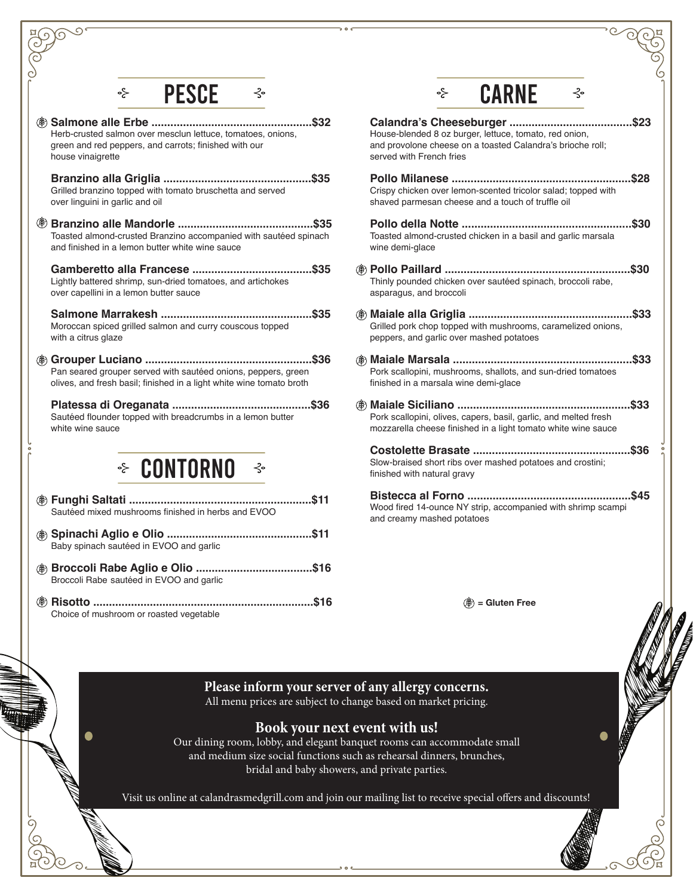## PESCE

**Salmone alle Erbe** (GF) ..... **$32**
Herb-crusted salmon over mesclun lettuce, tomatoes, onions, green and red peppers, and carrots; finished with our house vinaigrette

**Branzino alla Griglia** ..... **$35**
Grilled branzino topped with tomato bruschetta and served over linguini in garlic and oil

**Branzino alle Mandorle** (GF) ..... **$35**
Toasted almond-crusted Branzino accompanied with sautéed spinach and finished in a lemon butter white wine sauce

**Gamberetto alla Francese** ..... **$35**
Lightly battered shrimp, sun-dried tomatoes, and artichokes over capellini in a lemon butter sauce

**Salmone Marrakesh** ..... **$35**
Moroccan spiced grilled salmon and curry couscous topped with a citrus glaze

**Grouper Luciano** (GF) ..... **$36**
Pan seared grouper served with sautéed onions, peppers, green olives, and fresh basil; finished in a light white wine tomato broth

**Platessa di Oreganata** ..... **$36**
Sautéed flounder topped with breadcrumbs in a lemon butter white wine sauce

## CONTORNO

**Funghi Saltati** (GF) ..... **$11**
Sautéed mixed mushrooms finished in herbs and EVOO

**Spinachi Aglio e Olio** (GF) ..... **$11**
Baby spinach sautéed in EVOO and garlic

**Broccoli Rabe Aglio e Olio** (GF) ..... **$16**
Broccoli Rabe sautéed in EVOO and garlic

**Risotto** (GF) ..... **$16**
Choice of mushroom or roasted vegetable

## CARNE

**Calandra's Cheeseburger** ..... **$23**
House-blended 8 oz burger, lettuce, tomato, red onion, and provolone cheese on a toasted Calandra's brioche roll; served with French fries

**Pollo Milanese** ..... **$28**
Crispy chicken over lemon-scented tricolor salad; topped with shaved parmesan cheese and a touch of truffle oil

**Pollo della Notte** ..... **$30**
Toasted almond-crusted chicken in a basil and garlic marsala wine demi-glace

**Pollo Paillard** (GF) ..... **$30**
Thinly pounded chicken over sautéed spinach, broccoli rabe, asparagus, and broccoli

**Maiale alla Griglia** (GF) ..... **$33**
Grilled pork chop topped with mushrooms, caramelized onions, peppers, and garlic over mashed potatoes

**Maiale Marsala** (GF) ..... **$33**
Pork scallopini, mushrooms, shallots, and sun-dried tomatoes finished in a marsala wine demi-glace

**Maiale Siciliano** (GF) ..... **$33**
Pork scallopini, olives, capers, basil, garlic, and melted fresh mozzarella cheese finished in a light tomato white wine sauce

**Costolette Brasate** ..... **$36**
Slow-braised short ribs over mashed potatoes and crostini; finished with natural gravy

**Bistecca al Forno** ..... **$45**
Wood fired 14-ounce NY strip, accompanied with shrimp scampi and creamy mashed potatoes

(GF) = **Gluten Free**

**Please inform your server of any allergy concerns.**
All menu prices are subject to change based on market pricing.

**Book your next event with us!**
Our dining room, lobby, and elegant banquet rooms can accommodate small and medium size social functions such as rehearsal dinners, brunches, bridal and baby showers, and private parties.

Visit us online at calandrasmedgrill.com and join our mailing list to receive special offers and discounts!